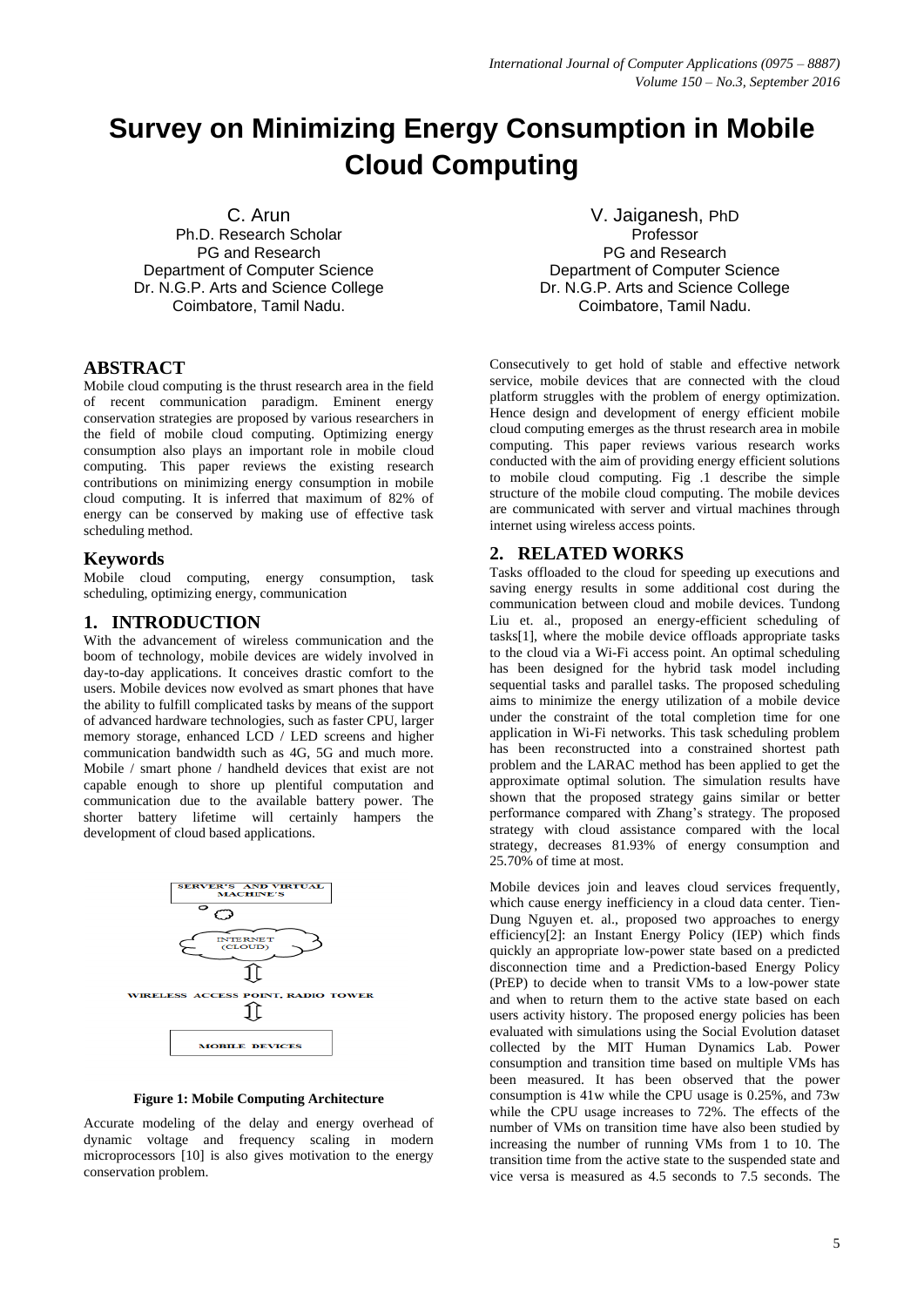# Survey on Minimizing Energy Consumption in Mobile Cloud Computing

C. Arun
Ph.D. Research Scholar
PG and Research
Department of Computer Science
Dr. N.G.P. Arts and Science College
Coimbatore, Tamil Nadu.

V. Jaiganesh, PhD
Professor
PG and Research
Department of Computer Science
Dr. N.G.P. Arts and Science College
Coimbatore, Tamil Nadu.

## ABSTRACT

Mobile cloud computing is the thrust research area in the field of recent communication paradigm. Eminent energy conservation strategies are proposed by various researchers in the field of mobile cloud computing. Optimizing energy consumption also plays an important role in mobile cloud computing. This paper reviews the existing research contributions on minimizing energy consumption in mobile cloud computing. It is inferred that maximum of 82% of energy can be conserved by making use of effective task scheduling method.

## Keywords

Mobile cloud computing, energy consumption, task scheduling, optimizing energy, communication

## 1. INTRODUCTION

With the advancement of wireless communication and the boom of technology, mobile devices are widely involved in day-to-day applications. It conceives drastic comfort to the users. Mobile devices now evolved as smart phones that have the ability to fulfill complicated tasks by means of the support of advanced hardware technologies, such as faster CPU, larger memory storage, enhanced LCD / LED screens and higher communication bandwidth such as 4G, 5G and much more. Mobile / smart phone / handheld devices that exist are not capable enough to shore up plentiful computation and communication due to the available battery power. The shorter battery lifetime will certainly hampers the development of cloud based applications.

SERVER'S AND VIRTUAL MACHINE'S

INTERNET (CLOUD)

WIRELESS ACCESS POINT, RADIO TOWER

MOBILE DEVICES

**Figure 1: Mobile Computing Architecture**

Accurate modeling of the delay and energy overhead of dynamic voltage and frequency scaling in modern microprocessors [10] is also gives motivation to the energy conservation problem.

Consecutively to get hold of stable and effective network service, mobile devices that are connected with the cloud platform struggles with the problem of energy optimization. Hence design and development of energy efficient mobile cloud computing emerges as the thrust research area in mobile computing. This paper reviews various research works conducted with the aim of providing energy efficient solutions to mobile cloud computing. Fig .1 describe the simple structure of the mobile cloud computing. The mobile devices are communicated with server and virtual machines through internet using wireless access points.

## 2. RELATED WORKS

Tasks offloaded to the cloud for speeding up executions and saving energy results in some additional cost during the communication between cloud and mobile devices. Tundong Liu et. al., proposed an energy-efficient scheduling of tasks[1], where the mobile device offloads appropriate tasks to the cloud via a Wi-Fi access point. An optimal scheduling has been designed for the hybrid task model including sequential tasks and parallel tasks. The proposed scheduling aims to minimize the energy utilization of a mobile device under the constraint of the total completion time for one application in Wi-Fi networks. This task scheduling problem has been reconstructed into a constrained shortest path problem and the LARAC method has been applied to get the approximate optimal solution. The simulation results have shown that the proposed strategy gains similar or better performance compared with Zhang's strategy. The proposed strategy with cloud assistance compared with the local strategy, decreases 81.93% of energy consumption and 25.70% of time at most.

Mobile devices join and leaves cloud services frequently, which cause energy inefficiency in a cloud data center. Tien-Dung Nguyen et. al., proposed two approaches to energy efficiency[2]: an Instant Energy Policy (IEP) which finds quickly an appropriate low-power state based on a predicted disconnection time and a Prediction-based Energy Policy (PrEP) to decide when to transit VMs to a low-power state and when to return them to the active state based on each users activity history. The proposed energy policies has been evaluated with simulations using the Social Evolution dataset collected by the MIT Human Dynamics Lab. Power consumption and transition time based on multiple VMs has been measured. It has been observed that the power consumption is 41w while the CPU usage is 0.25%, and 73w while the CPU usage increases to 72%. The effects of the number of VMs on transition time have also been studied by increasing the number of running VMs from 1 to 10. The transition time from the active state to the suspended state and vice versa is measured as 4.5 seconds to 7.5 seconds. The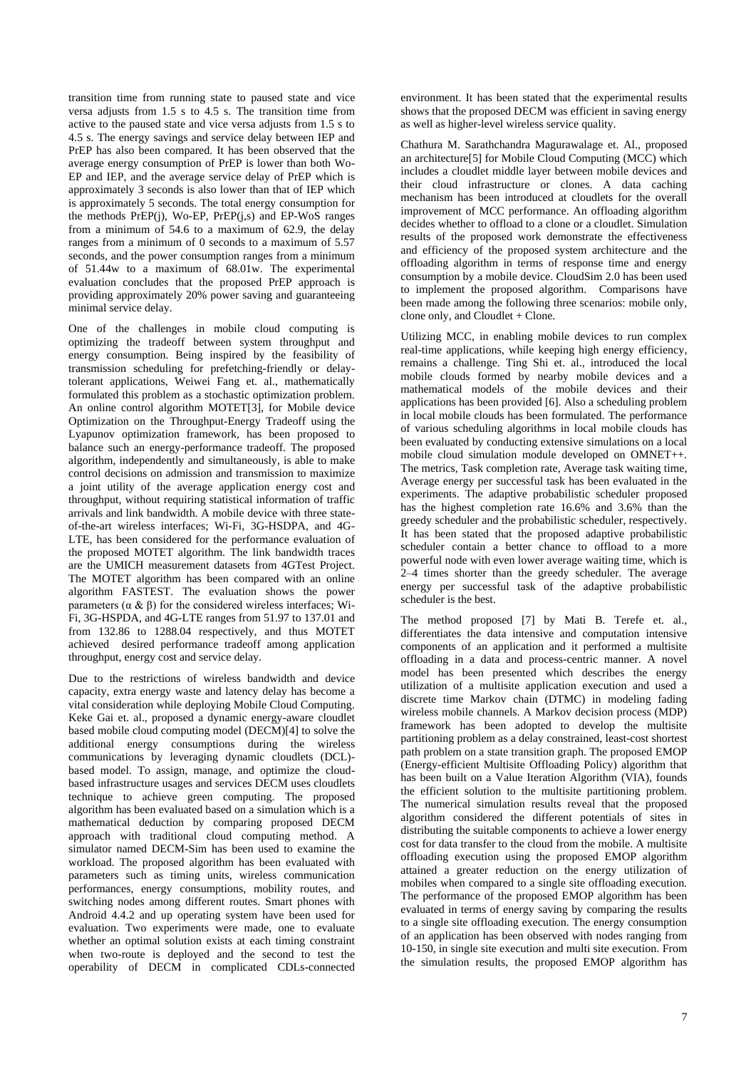transition time from running state to paused state and vice versa adjusts from 1.5 s to 4.5 s. The transition time from active to the paused state and vice versa adjusts from 1.5 s to 4.5 s. The energy savings and service delay between IEP and PrEP has also been compared. It has been observed that the average energy consumption of PrEP is lower than both Wo-EP and IEP, and the average service delay of PrEP which is approximately 3 seconds is also lower than that of IEP which is approximately 5 seconds. The total energy consumption for the methods PrEP(j), Wo-EP, PrEP(j,s) and EP-WoS ranges from a minimum of 54.6 to a maximum of 62.9, the delay ranges from a minimum of 0 seconds to a maximum of 5.57 seconds, and the power consumption ranges from a minimum of 51.44w to a maximum of 68.01w. The experimental evaluation concludes that the proposed PrEP approach is providing approximately 20% power saving and guaranteeing minimal service delay.

One of the challenges in mobile cloud computing is optimizing the tradeoff between system throughput and energy consumption. Being inspired by the feasibility of transmission scheduling for prefetching-friendly or delay-tolerant applications, Weiwei Fang et. al., mathematically formulated this problem as a stochastic optimization problem. An online control algorithm MOTET[3], for Mobile device Optimization on the Throughput-Energy Tradeoff using the Lyapunov optimization framework, has been proposed to balance such an energy-performance tradeoff. The proposed algorithm, independently and simultaneously, is able to make control decisions on admission and transmission to maximize a joint utility of the average application energy cost and throughput, without requiring statistical information of traffic arrivals and link bandwidth. A mobile device with three state-of-the-art wireless interfaces; Wi-Fi, 3G-HSDPA, and 4G-LTE, has been considered for the performance evaluation of the proposed MOTET algorithm. The link bandwidth traces are the UMICH measurement datasets from 4GTest Project. The MOTET algorithm has been compared with an online algorithm FASTEST. The evaluation shows the power parameters ($\alpha$ & $\beta$) for the considered wireless interfaces; Wi-Fi, 3G-HSPDA, and 4G-LTE ranges from 51.97 to 137.01 and from 132.86 to 1288.04 respectively, and thus MOTET achieved desired performance tradeoff among application throughput, energy cost and service delay.

Due to the restrictions of wireless bandwidth and device capacity, extra energy waste and latency delay has become a vital consideration while deploying Mobile Cloud Computing. Keke Gai et. al., proposed a dynamic energy-aware cloudlet based mobile cloud computing model (DECM)[4] to solve the additional energy consumptions during the wireless communications by leveraging dynamic cloudlets (DCL)-based model. To assign, manage, and optimize the cloud-based infrastructure usages and services DECM uses cloudlets technique to achieve green computing. The proposed algorithm has been evaluated based on a simulation which is a mathematical deduction by comparing proposed DECM approach with traditional cloud computing method. A simulator named DECM-Sim has been used to examine the workload. The proposed algorithm has been evaluated with parameters such as timing units, wireless communication performances, energy consumptions, mobility routes, and switching nodes among different routes. Smart phones with Android 4.4.2 and up operating system have been used for evaluation. Two experiments were made, one to evaluate whether an optimal solution exists at each timing constraint when two-route is deployed and the second to test the operability of DECM in complicated CDLs-connected environment. It has been stated that the experimental results shows that the proposed DECM was efficient in saving energy as well as higher-level wireless service quality.

Chathura M. Sarathchandra Magurawalage et. Al., proposed an architecture[5] for Mobile Cloud Computing (MCC) which includes a cloudlet middle layer between mobile devices and their cloud infrastructure or clones. A data caching mechanism has been introduced at cloudlets for the overall improvement of MCC performance. An offloading algorithm decides whether to offload to a clone or a cloudlet. Simulation results of the proposed work demonstrate the effectiveness and efficiency of the proposed system architecture and the offloading algorithm in terms of response time and energy consumption by a mobile device. CloudSim 2.0 has been used to implement the proposed algorithm. Comparisons have been made among the following three scenarios: mobile only, clone only, and Cloudlet + Clone.

Utilizing MCC, in enabling mobile devices to run complex real-time applications, while keeping high energy efficiency, remains a challenge. Ting Shi et. al., introduced the local mobile clouds formed by nearby mobile devices and a mathematical models of the mobile devices and their applications has been provided [6]. Also a scheduling problem in local mobile clouds has been formulated. The performance of various scheduling algorithms in local mobile clouds has been evaluated by conducting extensive simulations on a local mobile cloud simulation module developed on OMNET++. The metrics, Task completion rate, Average task waiting time, Average energy per successful task has been evaluated in the experiments. The adaptive probabilistic scheduler proposed has the highest completion rate 16.6% and 3.6% than the greedy scheduler and the probabilistic scheduler, respectively. It has been stated that the proposed adaptive probabilistic scheduler contain a better chance to offload to a more powerful node with even lower average waiting time, which is 2–4 times shorter than the greedy scheduler. The average energy per successful task of the adaptive probabilistic scheduler is the best.

The method proposed [7] by Mati B. Terefe et. al., differentiates the data intensive and computation intensive components of an application and it performed a multisite offloading in a data and process-centric manner. A novel model has been presented which describes the energy utilization of a multisite application execution and used a discrete time Markov chain (DTMC) in modeling fading wireless mobile channels. A Markov decision process (MDP) framework has been adopted to develop the multisite partitioning problem as a delay constrained, least-cost shortest path problem on a state transition graph. The proposed EMOP (Energy-efficient Multisite Offloading Policy) algorithm that has been built on a Value Iteration Algorithm (VIA), founds the efficient solution to the multisite partitioning problem. The numerical simulation results reveal that the proposed algorithm considered the different potentials of sites in distributing the suitable components to achieve a lower energy cost for data transfer to the cloud from the mobile. A multisite offloading execution using the proposed EMOP algorithm attained a greater reduction on the energy utilization of mobiles when compared to a single site offloading execution. The performance of the proposed EMOP algorithm has been evaluated in terms of energy saving by comparing the results to a single site offloading execution. The energy consumption of an application has been observed with nodes ranging from 10-150, in single site execution and multi site execution. From the simulation results, the proposed EMOP algorithm has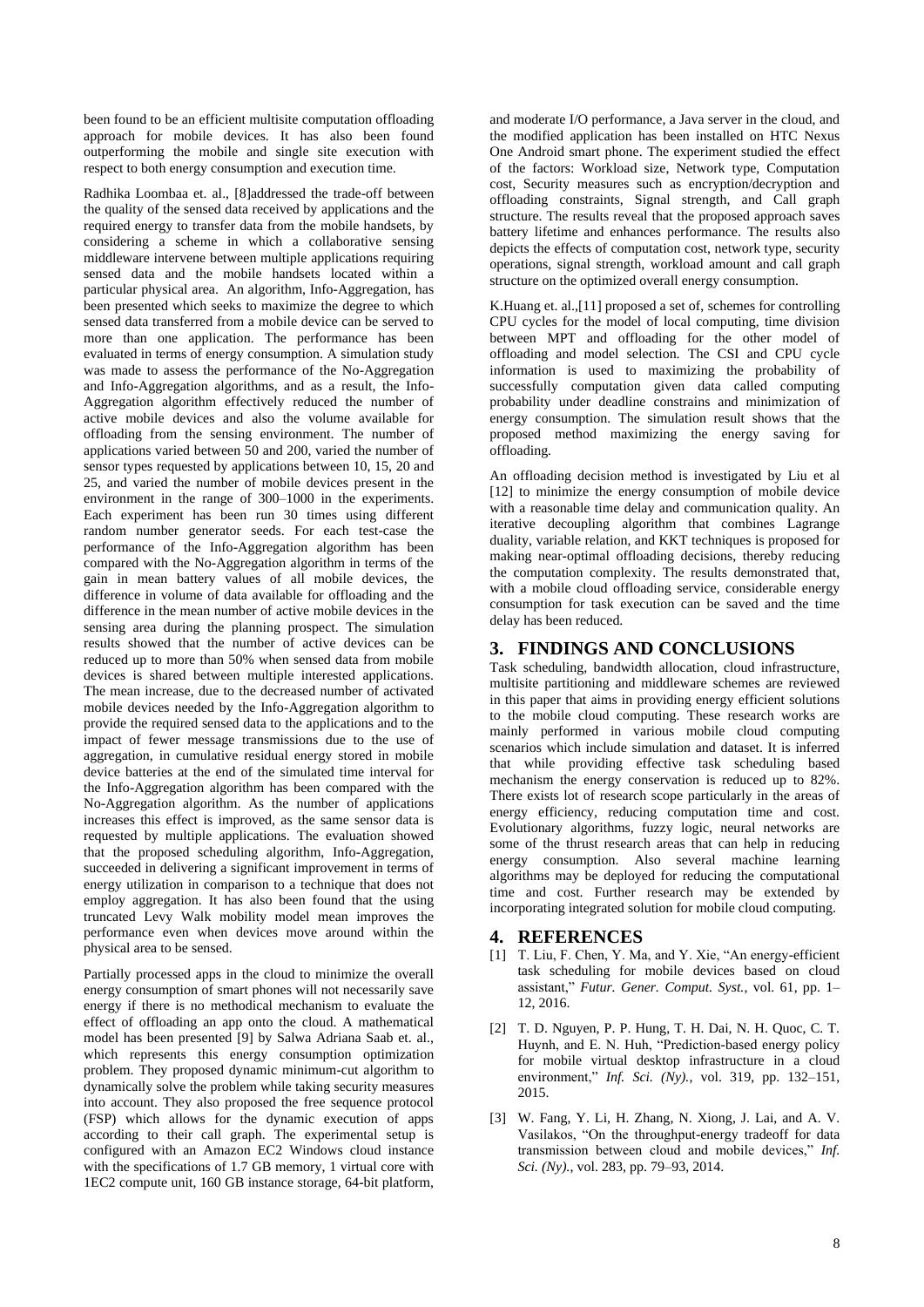been found to be an efficient multisite computation offloading approach for mobile devices. It has also been found outperforming the mobile and single site execution with respect to both energy consumption and execution time.

Radhika Loombaa et. al., [8]addressed the trade-off between the quality of the sensed data received by applications and the required energy to transfer data from the mobile handsets, by considering a scheme in which a collaborative sensing middleware intervene between multiple applications requiring sensed data and the mobile handsets located within a particular physical area. An algorithm, Info-Aggregation, has been presented which seeks to maximize the degree to which sensed data transferred from a mobile device can be served to more than one application. The performance has been evaluated in terms of energy consumption. A simulation study was made to assess the performance of the No-Aggregation and Info-Aggregation algorithms, and as a result, the Info-Aggregation algorithm effectively reduced the number of active mobile devices and also the volume available for offloading from the sensing environment. The number of applications varied between 50 and 200, varied the number of sensor types requested by applications between 10, 15, 20 and 25, and varied the number of mobile devices present in the environment in the range of 300–1000 in the experiments. Each experiment has been run 30 times using different random number generator seeds. For each test-case the performance of the Info-Aggregation algorithm has been compared with the No-Aggregation algorithm in terms of the gain in mean battery values of all mobile devices, the difference in volume of data available for offloading and the difference in the mean number of active mobile devices in the sensing area during the planning prospect. The simulation results showed that the number of active devices can be reduced up to more than 50% when sensed data from mobile devices is shared between multiple interested applications. The mean increase, due to the decreased number of activated mobile devices needed by the Info-Aggregation algorithm to provide the required sensed data to the applications and to the impact of fewer message transmissions due to the use of aggregation, in cumulative residual energy stored in mobile device batteries at the end of the simulated time interval for the Info-Aggregation algorithm has been compared with the No-Aggregation algorithm. As the number of applications increases this effect is improved, as the same sensor data is requested by multiple applications. The evaluation showed that the proposed scheduling algorithm, Info-Aggregation, succeeded in delivering a significant improvement in terms of energy utilization in comparison to a technique that does not employ aggregation. It has also been found that the using truncated Levy Walk mobility model mean improves the performance even when devices move around within the physical area to be sensed.

Partially processed apps in the cloud to minimize the overall energy consumption of smart phones will not necessarily save energy if there is no methodical mechanism to evaluate the effect of offloading an app onto the cloud. A mathematical model has been presented [9] by Salwa Adriana Saab et. al., which represents this energy consumption optimization problem. They proposed dynamic minimum-cut algorithm to dynamically solve the problem while taking security measures into account. They also proposed the free sequence protocol (FSP) which allows for the dynamic execution of apps according to their call graph. The experimental setup is configured with an Amazon EC2 Windows cloud instance with the specifications of 1.7 GB memory, 1 virtual core with 1EC2 compute unit, 160 GB instance storage, 64-bit platform, and moderate I/O performance, a Java server in the cloud, and the modified application has been installed on HTC Nexus One Android smart phone. The experiment studied the effect of the factors: Workload size, Network type, Computation cost, Security measures such as encryption/decryption and offloading constraints, Signal strength, and Call graph structure. The results reveal that the proposed approach saves battery lifetime and enhances performance. The results also depicts the effects of computation cost, network type, security operations, signal strength, workload amount and call graph structure on the optimized overall energy consumption.

K.Huang et. al.,[11] proposed a set of, schemes for controlling CPU cycles for the model of local computing, time division between MPT and offloading for the other model of offloading and model selection. The CSI and CPU cycle information is used to maximizing the probability of successfully computation given data called computing probability under deadline constrains and minimization of energy consumption. The simulation result shows that the proposed method maximizing the energy saving for offloading.

An offloading decision method is investigated by Liu et al [12] to minimize the energy consumption of mobile device with a reasonable time delay and communication quality. An iterative decoupling algorithm that combines Lagrange duality, variable relation, and KKT techniques is proposed for making near-optimal offloading decisions, thereby reducing the computation complexity. The results demonstrated that, with a mobile cloud offloading service, considerable energy consumption for task execution can be saved and the time delay has been reduced.

## 3. FINDINGS AND CONCLUSIONS

Task scheduling, bandwidth allocation, cloud infrastructure, multisite partitioning and middleware schemes are reviewed in this paper that aims in providing energy efficient solutions to the mobile cloud computing. These research works are mainly performed in various mobile cloud computing scenarios which include simulation and dataset. It is inferred that while providing effective task scheduling based mechanism the energy conservation is reduced up to 82%. There exists lot of research scope particularly in the areas of energy efficiency, reducing computation time and cost. Evolutionary algorithms, fuzzy logic, neural networks are some of the thrust research areas that can help in reducing energy consumption. Also several machine learning algorithms may be deployed for reducing the computational time and cost. Further research may be extended by incorporating integrated solution for mobile cloud computing.

## 4. REFERENCES

[1] T. Liu, F. Chen, Y. Ma, and Y. Xie, "An energy-efficient task scheduling for mobile devices based on cloud assistant," *Futur. Gener. Comput. Syst.*, vol. 61, pp. 1–12, 2016.

[2] T. D. Nguyen, P. P. Hung, T. H. Dai, N. H. Quoc, C. T. Huynh, and E. N. Huh, "Prediction-based energy policy for mobile virtual desktop infrastructure in a cloud environment," *Inf. Sci. (Ny).*, vol. 319, pp. 132–151, 2015.

[3] W. Fang, Y. Li, H. Zhang, N. Xiong, J. Lai, and A. V. Vasilakos, "On the throughput-energy tradeoff for data transmission between cloud and mobile devices," *Inf. Sci. (Ny).*, vol. 283, pp. 79–93, 2014.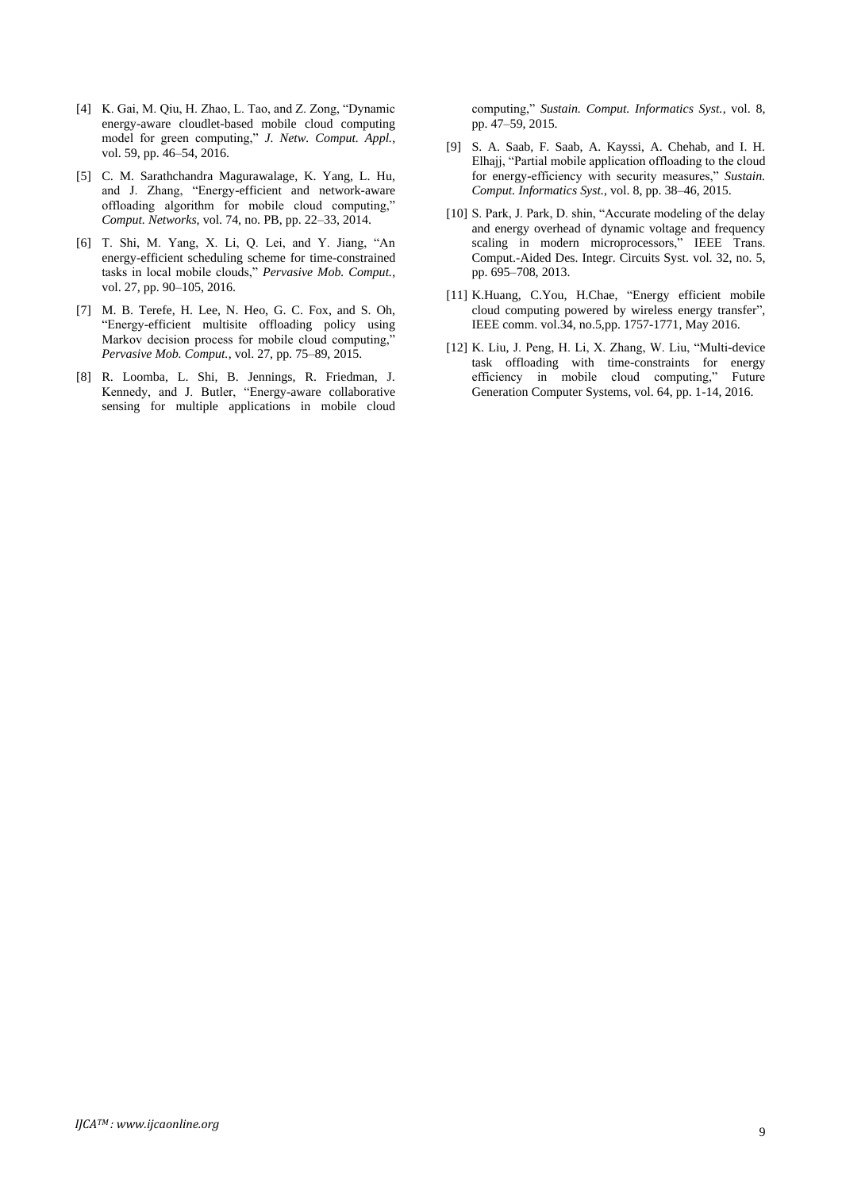[4] K. Gai, M. Qiu, H. Zhao, L. Tao, and Z. Zong, "Dynamic energy-aware cloudlet-based mobile cloud computing model for green computing," *J. Netw. Comput. Appl.*, vol. 59, pp. 46–54, 2016.

[5] C. M. Sarathchandra Magurawalage, K. Yang, L. Hu, and J. Zhang, "Energy-efficient and network-aware offloading algorithm for mobile cloud computing," *Comput. Networks*, vol. 74, no. PB, pp. 22–33, 2014.

[6] T. Shi, M. Yang, X. Li, Q. Lei, and Y. Jiang, "An energy-efficient scheduling scheme for time-constrained tasks in local mobile clouds," *Pervasive Mob. Comput.*, vol. 27, pp. 90–105, 2016.

[7] M. B. Terefe, H. Lee, N. Heo, G. C. Fox, and S. Oh, "Energy-efficient multisite offloading policy using Markov decision process for mobile cloud computing," *Pervasive Mob. Comput.*, vol. 27, pp. 75–89, 2015.

[8] R. Loomba, L. Shi, B. Jennings, R. Friedman, J. Kennedy, and J. Butler, "Energy-aware collaborative sensing for multiple applications in mobile cloud computing," *Sustain. Comput. Informatics Syst.*, vol. 8, pp. 47–59, 2015.

[9] S. A. Saab, F. Saab, A. Kayssi, A. Chehab, and I. H. Elhajj, "Partial mobile application offloading to the cloud for energy-efficiency with security measures," *Sustain. Comput. Informatics Syst.*, vol. 8, pp. 38–46, 2015.

[10] S. Park, J. Park, D. shin, "Accurate modeling of the delay and energy overhead of dynamic voltage and frequency scaling in modern microprocessors," IEEE Trans. Comput.-Aided Des. Integr. Circuits Syst. vol. 32, no. 5, pp. 695–708, 2013.

[11] K.Huang, C.You, H.Chae, "Energy efficient mobile cloud computing powered by wireless energy transfer", IEEE comm. vol.34, no.5,pp. 1757-1771, May 2016.

[12] K. Liu, J. Peng, H. Li, X. Zhang, W. Liu, "Multi-device task offloading with time-constraints for energy efficiency in mobile cloud computing," Future Generation Computer Systems, vol. 64, pp. 1-14, 2016.